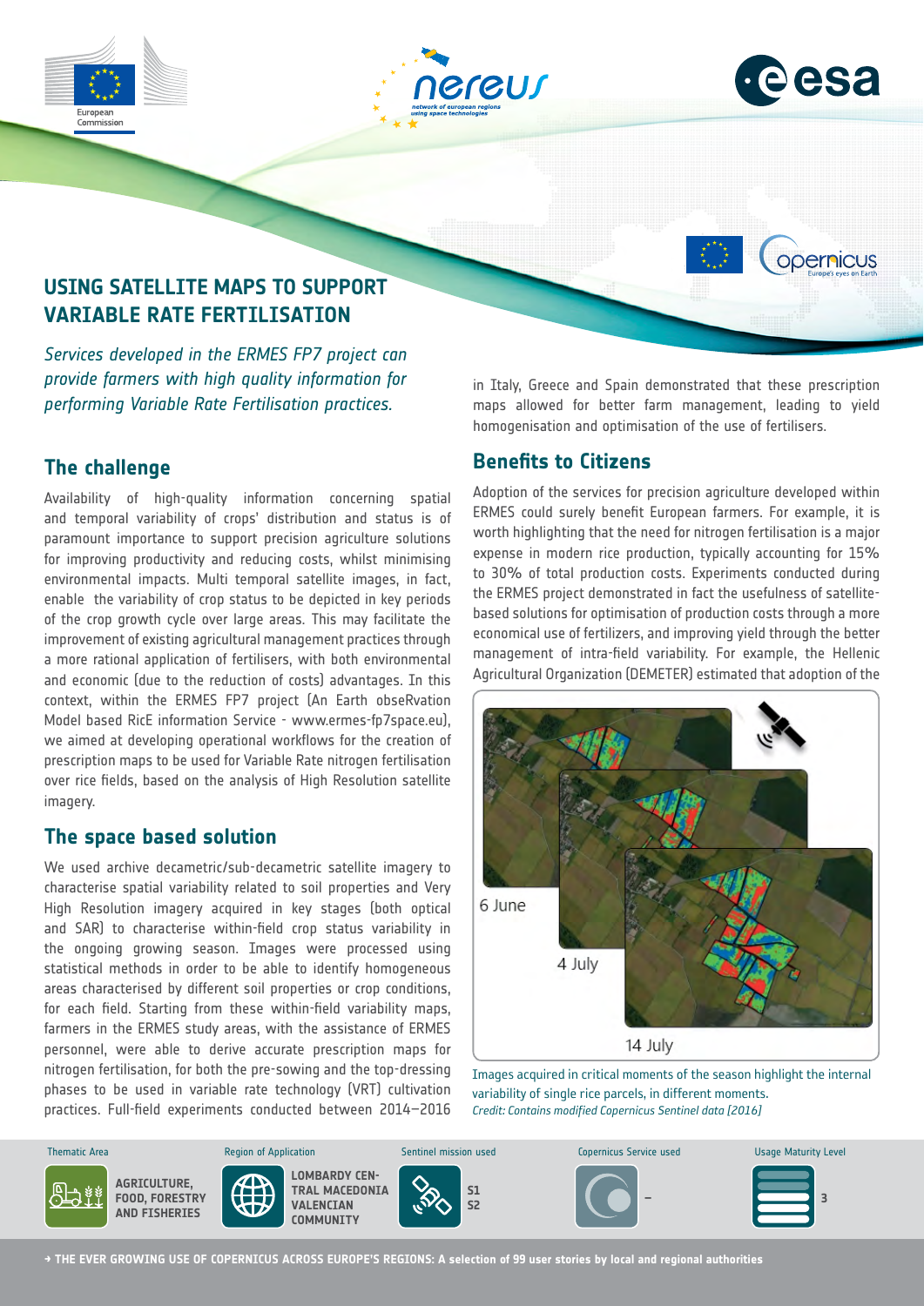# USING SATELLITE MAPS TO SUPPORT VARIABLE RATE FERTILISATION

*Services developed in the ERMES FP7 project can provide farmers with high quality information for performing Variable Rate Fertilisation practices.*

## The challenge

Availability of high-quality information concerning spatial and temporal variability of crops' distribution and status is of paramount importance to support precision agriculture solutions for improving productivity and reducing costs, whilst minimising environmental impacts. Multi temporal satellite images, in fact, enable the variability of crop status to be depicted in key periods of the crop growth cycle over large areas. This may facilitate the improvement of existing agricultural management practices through a more rational application of fertilisers, with both environmental and economic (due to the reduction of costs) advantages. In this context, within the ERMES FP7 project (An Earth obseRvation Model based RicE information Service - www.ermes-fp7space.eu), we aimed at developing operational workflows for the creation of prescription maps to be used for Variable Rate nitrogen fertilisation over rice fields, based on the analysis of High Resolution satellite imagery.

## The space based solution

We used archive decametric/sub-decametric satellite imagery to characterise spatial variability related to soil properties and Very High Resolution imagery acquired in key stages (both optical and SAR) to characterise within-field crop status variability in the ongoing growing season. Images were processed using statistical methods in order to be able to identify homogeneous areas characterised by different soil properties or crop conditions, for each field. Starting from these within-field variability maps, farmers in the ERMES study areas, with the assistance of ERMES personnel, were able to derive accurate prescription maps for nitrogen fertilisation, for both the pre-sowing and the top-dressing phases to be used in variable rate technology (VRT) cultivation practices. Full-field experiments conducted between 2014–2016 in Italy, Greece and Spain demonstrated that these prescription maps allowed for better farm management, leading to yield homogenisation and optimisation of the use of fertilisers.

## Benefits to Citizens

Adoption of the services for precision agriculture developed within ERMES could surely benefit European farmers. For example, it is worth highlighting that the need for nitrogen fertilisation is a major expense in modern rice production, typically accounting for 15% to 30% of total production costs. Experiments conducted during the ERMES project demonstrated in fact the usefulness of satellite-based solutions for optimisation of production costs through a more economical use of fertilizers, and improving yield through the better management of intra-field variability. For example, the Hellenic Agricultural Organization (DEMETER) estimated that adoption of the

6 June

4 July

14 July

Images acquired in critical moments of the season highlight the internal variability of single rice parcels, in different moments.
*Credit: Contains modified Copernicus Sentinel data [2016]*

| Thematic Area | Region of Application | Sentinel mission used | Copernicus Service used | Usage Maturity Level |
|---|---|---|---|---|
| AGRICULTURE, FOOD, FORESTRY AND FISHERIES | LOMBARDY CENTRAL MACEDONIA VALENCIAN COMMUNITY | S1 S2 | – | 3 |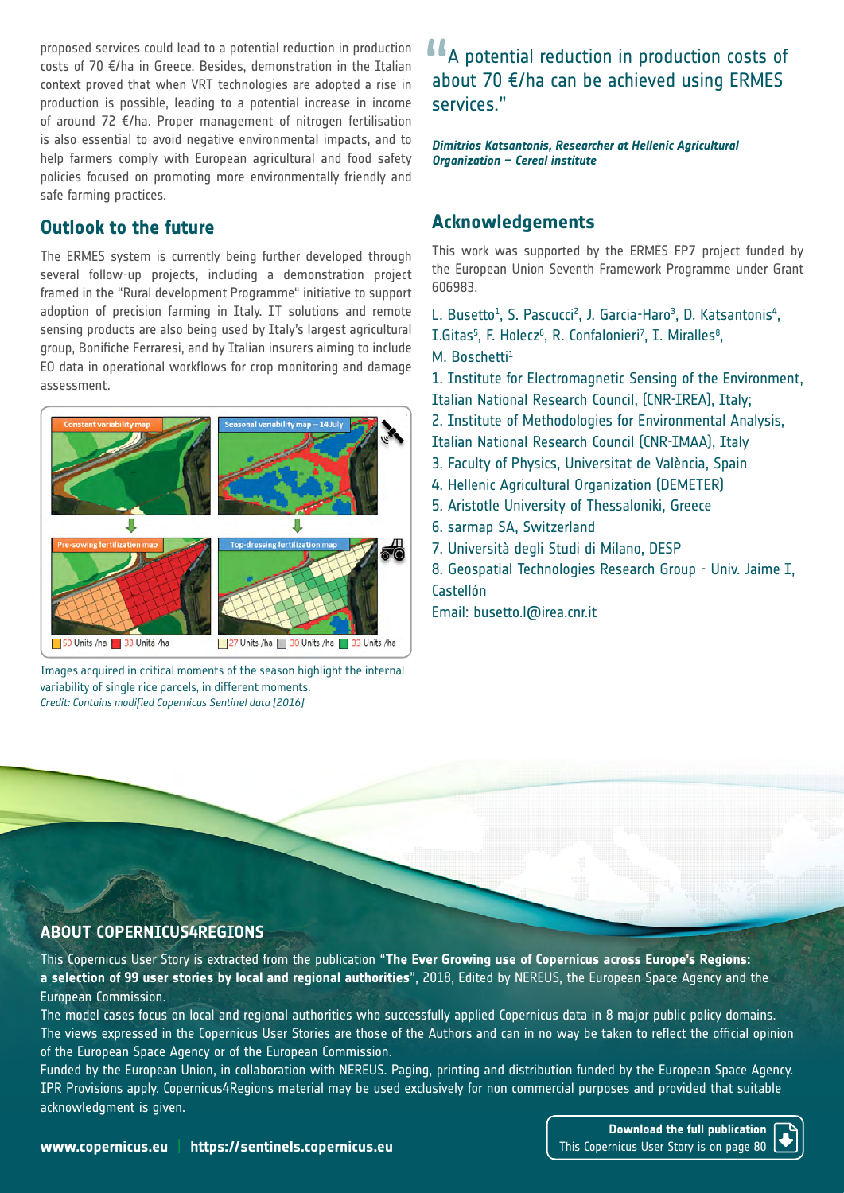proposed services could lead to a potential reduction in production costs of 70 €/ha in Greece. Besides, demonstration in the Italian context proved that when VRT technologies are adopted a rise in production is possible, leading to a potential increase in income of around 72 €/ha. Proper management of nitrogen fertilisation is also essential to avoid negative environmental impacts, and to help farmers comply with European agricultural and food safety policies focused on promoting more environmentally friendly and safe farming practices.

## Outlook to the future

The ERMES system is currently being further developed through several follow-up projects, including a demonstration project framed in the "Rural development Programme" initiative to support adoption of precision farming in Italy. IT solutions and remote sensing products are also being used by Italy's largest agricultural group, Bonifiche Ferraresi, and by Italian insurers aiming to include EO data in operational workflows for crop monitoring and damage assessment.

Constant variability map

Seasonal variability map – 14 July

Pre-sowing fertilization map

Top-dressing fertilization map

50 Units /ha 33 Unità /ha

27 Units /ha 30 Units /ha 33 Units /ha

Images acquired in critical moments of the season highlight the internal variability of single rice parcels, in different moments.
*Credit: Contains modified Copernicus Sentinel data [2016]*

> "A potential reduction in production costs of about 70 €/ha can be achieved using ERMES services."
>
> ***Dimitrios Katsantonis, Researcher at Hellenic Agricultural Organization – Cereal institute***

## Acknowledgements

This work was supported by the ERMES FP7 project funded by the European Union Seventh Framework Programme under Grant 606983.

L. Busetto[1], S. Pascucci[2], J. Garcia-Haro[3], D. Katsantonis[4], I.Gitas[5], F. Holecz[6], R. Confalonieri[7], I. Miralles[8], M. Boschetti[1]

1. Institute for Electromagnetic Sensing of the Environment, Italian National Research Council, (CNR-IREA), Italy;
2. Institute of Methodologies for Environmental Analysis, Italian National Research Council (CNR-IMAA), Italy
3. Faculty of Physics, Universitat de València, Spain
4. Hellenic Agricultural Organization (DEMETER)
5. Aristotle University of Thessaloniki, Greece
6. sarmap SA, Switzerland
7. Università degli Studi di Milano, DESP
8. Geospatial Technologies Research Group - Univ. Jaime I, Castellón

Email: busetto.l@irea.cnr.it

## ABOUT COPERNICUS4REGIONS

This Copernicus User Story is extracted from the publication "**The Ever Growing use of Copernicus across Europe's Regions: a selection of 99 user stories by local and regional authorities**", 2018, Edited by NEREUS, the European Space Agency and the European Commission.
The model cases focus on local and regional authorities who successfully applied Copernicus data in 8 major public policy domains. The views expressed in the Copernicus User Stories are those of the Authors and can in no way be taken to reflect the official opinion of the European Space Agency or of the European Commission.
Funded by the European Union, in collaboration with NEREUS. Paging, printing and distribution funded by the European Space Agency. IPR Provisions apply. Copernicus4Regions material may be used exclusively for non commercial purposes and provided that suitable acknowledgment is given.

**www.copernicus.eu** | **https://sentinels.copernicus.eu**

**Download the full publication**
This Copernicus User Story is on page 80